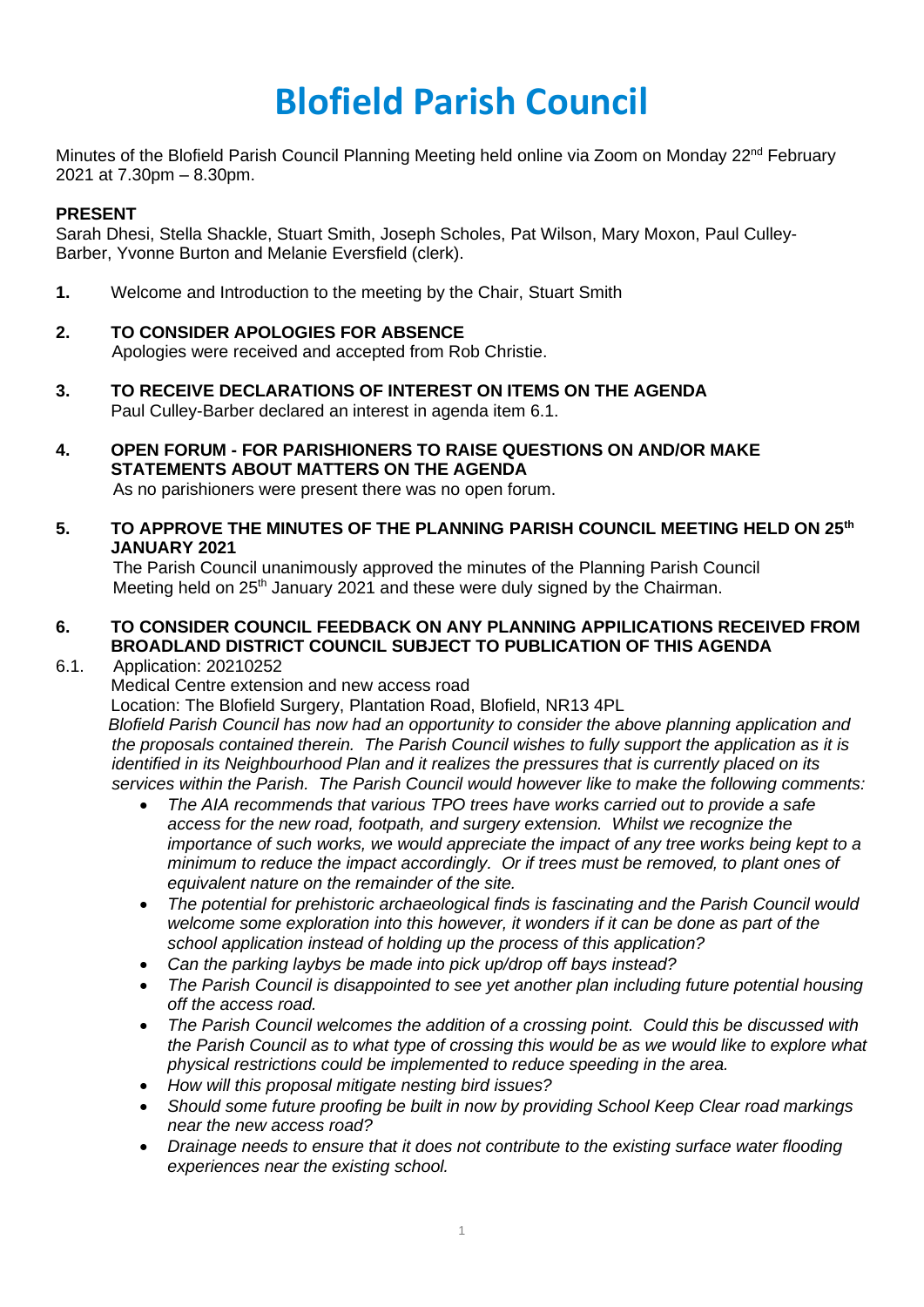# Blofield Parish Council

Minutes of the Blofield Parish Council Planning Meeting held online via Zoom on Monday 22nd February 2021 at 7.30pm – 8.30pm.

**PRESENT**

Sarah Dhesi, Stella Shackle, Stuart Smith, Joseph Scholes, Pat Wilson, Mary Moxon, Paul Culley-Barber, Yvonne Burton and Melanie Eversfield (clerk).

**1.** Welcome and Introduction to the meeting by the Chair, Stuart Smith

**2. TO CONSIDER APOLOGIES FOR ABSENCE**

Apologies were received and accepted from Rob Christie.

**3. TO RECEIVE DECLARATIONS OF INTEREST ON ITEMS ON THE AGENDA**

Paul Culley-Barber declared an interest in agenda item 6.1.

**4. OPEN FORUM - FOR PARISHIONERS TO RAISE QUESTIONS ON AND/OR MAKE STATEMENTS ABOUT MATTERS ON THE AGENDA**

As no parishioners were present there was no open forum.

**5. TO APPROVE THE MINUTES OF THE PLANNING PARISH COUNCIL MEETING HELD ON 25th JANUARY 2021**

The Parish Council unanimously approved the minutes of the Planning Parish Council Meeting held on 25th January 2021 and these were duly signed by the Chairman.

**6. TO CONSIDER COUNCIL FEEDBACK ON ANY PLANNING APPILICATIONS RECEIVED FROM BROADLAND DISTRICT COUNCIL SUBJECT TO PUBLICATION OF THIS AGENDA**

6.1. Application: 20210252

Medical Centre extension and new access road

Location: The Blofield Surgery, Plantation Road, Blofield, NR13 4PL

*Blofield Parish Council has now had an opportunity to consider the above planning application and the proposals contained therein. The Parish Council wishes to fully support the application as it is identified in its Neighbourhood Plan and it realizes the pressures that is currently placed on its services within the Parish. The Parish Council would however like to make the following comments:*

- *The AIA recommends that various TPO trees have works carried out to provide a safe access for the new road, footpath, and surgery extension. Whilst we recognize the importance of such works, we would appreciate the impact of any tree works being kept to a minimum to reduce the impact accordingly. Or if trees must be removed, to plant ones of equivalent nature on the remainder of the site.*
- *The potential for prehistoric archaeological finds is fascinating and the Parish Council would welcome some exploration into this however, it wonders if it can be done as part of the school application instead of holding up the process of this application?*
- *Can the parking laybys be made into pick up/drop off bays instead?*
- *The Parish Council is disappointed to see yet another plan including future potential housing off the access road.*
- *The Parish Council welcomes the addition of a crossing point. Could this be discussed with the Parish Council as to what type of crossing this would be as we would like to explore what physical restrictions could be implemented to reduce speeding in the area.*
- *How will this proposal mitigate nesting bird issues?*
- *Should some future proofing be built in now by providing School Keep Clear road markings near the new access road?*
- *Drainage needs to ensure that it does not contribute to the existing surface water flooding experiences near the existing school.*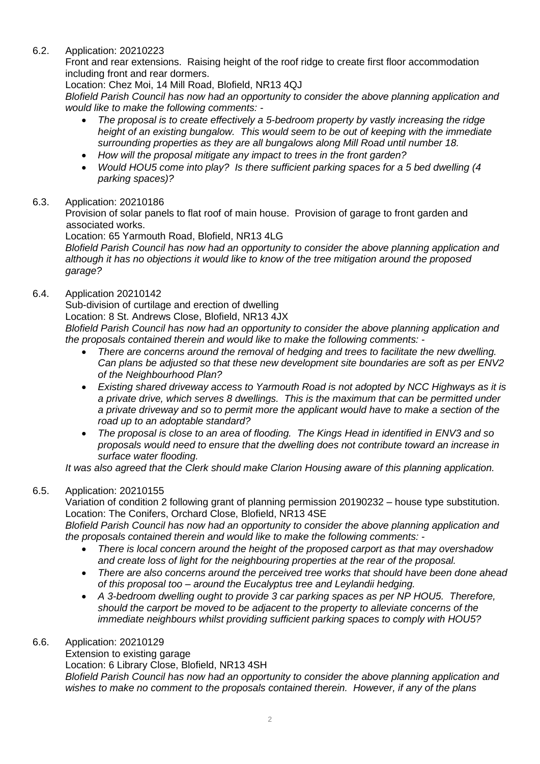6.2. Application: 20210223

Front and rear extensions. Raising height of the roof ridge to create first floor accommodation including front and rear dormers.

Location: Chez Moi, 14 Mill Road, Blofield, NR13 4QJ

*Blofield Parish Council has now had an opportunity to consider the above planning application and would like to make the following comments: -*

- *The proposal is to create effectively a 5-bedroom property by vastly increasing the ridge height of an existing bungalow. This would seem to be out of keeping with the immediate surrounding properties as they are all bungalows along Mill Road until number 18.*
- *How will the proposal mitigate any impact to trees in the front garden?*
- *Would HOU5 come into play? Is there sufficient parking spaces for a 5 bed dwelling (4 parking spaces)?*

6.3. Application: 20210186

Provision of solar panels to flat roof of main house. Provision of garage to front garden and associated works.

Location: 65 Yarmouth Road, Blofield, NR13 4LG

*Blofield Parish Council has now had an opportunity to consider the above planning application and although it has no objections it would like to know of the tree mitigation around the proposed garage?*

6.4. Application 20210142

Sub-division of curtilage and erection of dwelling

Location: 8 St. Andrews Close, Blofield, NR13 4JX

*Blofield Parish Council has now had an opportunity to consider the above planning application and the proposals contained therein and would like to make the following comments: -*

- *There are concerns around the removal of hedging and trees to facilitate the new dwelling. Can plans be adjusted so that these new development site boundaries are soft as per ENV2 of the Neighbourhood Plan?*
- *Existing shared driveway access to Yarmouth Road is not adopted by NCC Highways as it is a private drive, which serves 8 dwellings. This is the maximum that can be permitted under a private driveway and so to permit more the applicant would have to make a section of the road up to an adoptable standard?*
- *The proposal is close to an area of flooding. The Kings Head in identified in ENV3 and so proposals would need to ensure that the dwelling does not contribute toward an increase in surface water flooding.*

*It was also agreed that the Clerk should make Clarion Housing aware of this planning application.*

6.5. Application: 20210155

Variation of condition 2 following grant of planning permission 20190232 – house type substitution.

Location: The Conifers, Orchard Close, Blofield, NR13 4SE

*Blofield Parish Council has now had an opportunity to consider the above planning application and the proposals contained therein and would like to make the following comments: -*

- *There is local concern around the height of the proposed carport as that may overshadow and create loss of light for the neighbouring properties at the rear of the proposal.*
- *There are also concerns around the perceived tree works that should have been done ahead of this proposal too – around the Eucalyptus tree and Leylandii hedging.*
- *A 3-bedroom dwelling ought to provide 3 car parking spaces as per NP HOU5. Therefore, should the carport be moved to be adjacent to the property to alleviate concerns of the immediate neighbours whilst providing sufficient parking spaces to comply with HOU5?*

6.6. Application: 20210129

Extension to existing garage

Location: 6 Library Close, Blofield, NR13 4SH

*Blofield Parish Council has now had an opportunity to consider the above planning application and wishes to make no comment to the proposals contained therein. However, if any of the plans*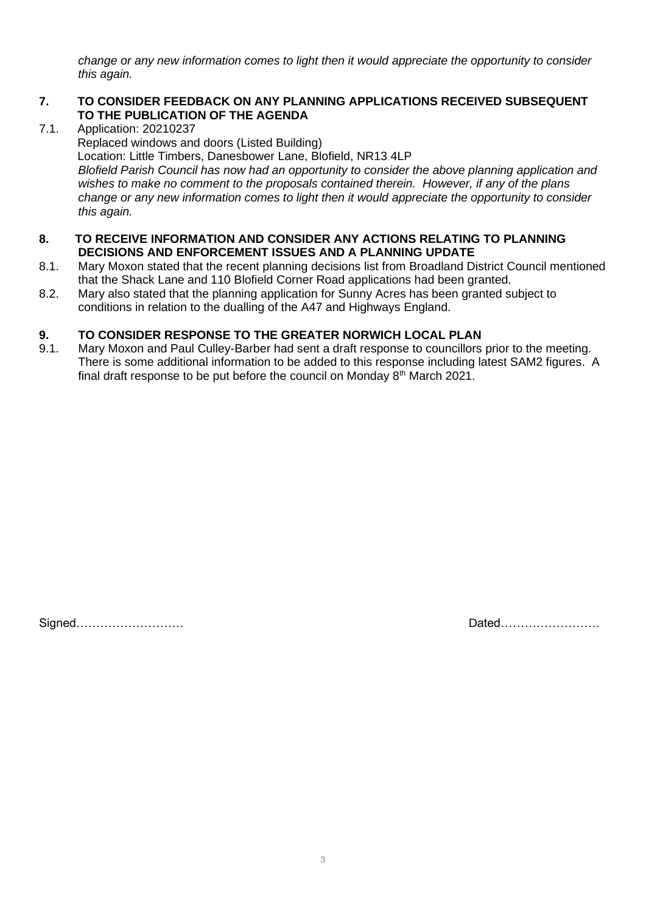*change or any new information comes to light then it would appreciate the opportunity to consider this again.*

**7. TO CONSIDER FEEDBACK ON ANY PLANNING APPLICATIONS RECEIVED SUBSEQUENT TO THE PUBLICATION OF THE AGENDA**

7.1. Application: 20210237
Replaced windows and doors (Listed Building)
Location: Little Timbers, Danesbower Lane, Blofield, NR13 4LP
*Blofield Parish Council has now had an opportunity to consider the above planning application and wishes to make no comment to the proposals contained therein. However, if any of the plans change or any new information comes to light then it would appreciate the opportunity to consider this again.*

**8. TO RECEIVE INFORMATION AND CONSIDER ANY ACTIONS RELATING TO PLANNING DECISIONS AND ENFORCEMENT ISSUES AND A PLANNING UPDATE**

8.1. Mary Moxon stated that the recent planning decisions list from Broadland District Council mentioned that the Shack Lane and 110 Blofield Corner Road applications had been granted.

8.2. Mary also stated that the planning application for Sunny Acres has been granted subject to conditions in relation to the dualling of the A47 and Highways England.

**9. TO CONSIDER RESPONSE TO THE GREATER NORWICH LOCAL PLAN**

9.1. Mary Moxon and Paul Culley-Barber had sent a draft response to councillors prior to the meeting. There is some additional information to be added to this response including latest SAM2 figures. A final draft response to be put before the council on Monday 8th March 2021.

Signed……………………… Dated…………………….